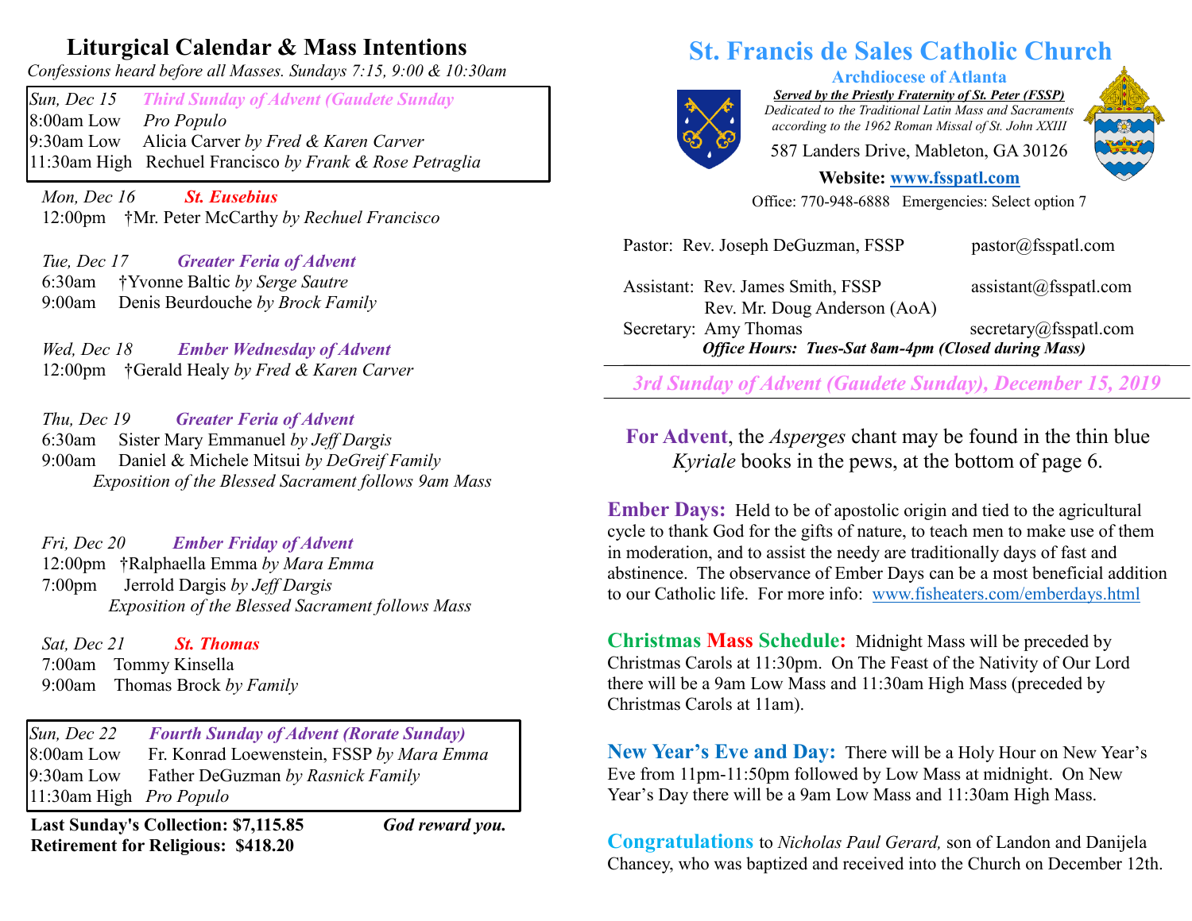## Liturgical Calendar & Mass Intentions

*Confessions heard before all Masses. Sundays 7:15, 9:00 & 10:30am*

*Sun, Dec 15* ***Third Sunday of Advent (Gaudete Sunday***
8:00am Low *Pro Populo*
9:30am Low Alicia Carver *by Fred & Karen Carver*
11:30am High Rechuel Francisco *by Frank & Rose Petraglia*

*Mon, Dec 16* ***St. Eusebius***
12:00pm †Mr. Peter McCarthy *by Rechuel Francisco*

*Tue, Dec 17* ***Greater Feria of Advent***
6:30am †Yvonne Baltic *by Serge Sautre*
9:00am Denis Beurdouche *by Brock Family*

*Wed, Dec 18* ***Ember Wednesday of Advent***
12:00pm †Gerald Healy *by Fred & Karen Carver*

*Thu, Dec 19* ***Greater Feria of Advent***
6:30am Sister Mary Emmanuel *by Jeff Dargis*
9:00am Daniel & Michele Mitsui *by DeGreif Family*
*Exposition of the Blessed Sacrament follows 9am Mass*

*Fri, Dec 20* ***Ember Friday of Advent***
12:00pm †Ralphaella Emma *by Mara Emma*
7:00pm Jerrold Dargis *by Jeff Dargis*
*Exposition of the Blessed Sacrament follows Mass*

*Sat, Dec 21* ***St. Thomas***
7:00am Tommy Kinsella
9:00am Thomas Brock *by Family*

*Sun, Dec 22* ***Fourth Sunday of Advent (Rorate Sunday)***
8:00am Low Fr. Konrad Loewenstein, FSSP *by Mara Emma*
9:30am Low Father DeGuzman *by Rasnick Family*
11:30am High *Pro Populo*

**Last Sunday's Collection: $7,115.85** ***God reward you.***
**Retirement for Religious: $418.20**

# St. Francis de Sales Catholic Church

**Archdiocese of Atlanta**

***Served by the Priestly Fraternity of St. Peter (FSSP)***
*Dedicated to the Traditional Latin Mass and Sacraments according to the 1962 Roman Missal of St. John XXIII*

587 Landers Drive, Mableton, GA 30126

**Website: www.fsspatl.com**

Office: 770-948-6888 Emergencies: Select option 7

Pastor: Rev. Joseph DeGuzman, FSSP pastor@fsspatl.com

Assistant: Rev. James Smith, FSSP assistant@fsspatl.com
Rev. Mr. Doug Anderson (AoA)

Secretary: Amy Thomas secretary@fsspatl.com

***Office Hours: Tues-Sat 8am-4pm (Closed during Mass)***

***3rd Sunday of Advent (Gaudete Sunday), December 15, 2019***

**For Advent**, the *Asperges* chant may be found in the thin blue *Kyriale* books in the pews, at the bottom of page 6.

**Ember Days:** Held to be of apostolic origin and tied to the agricultural cycle to thank God for the gifts of nature, to teach men to make use of them in moderation, and to assist the needy are traditionally days of fast and abstinence. The observance of Ember Days can be a most beneficial addition to our Catholic life. For more info: www.fisheaters.com/emberdays.html

**Christmas Mass Schedule:** Midnight Mass will be preceded by Christmas Carols at 11:30pm. On The Feast of the Nativity of Our Lord there will be a 9am Low Mass and 11:30am High Mass (preceded by Christmas Carols at 11am).

**New Year's Eve and Day:** There will be a Holy Hour on New Year's Eve from 11pm-11:50pm followed by Low Mass at midnight. On New Year's Day there will be a 9am Low Mass and 11:30am High Mass.

**Congratulations** to *Nicholas Paul Gerard,* son of Landon and Danijela Chancey, who was baptized and received into the Church on December 12th.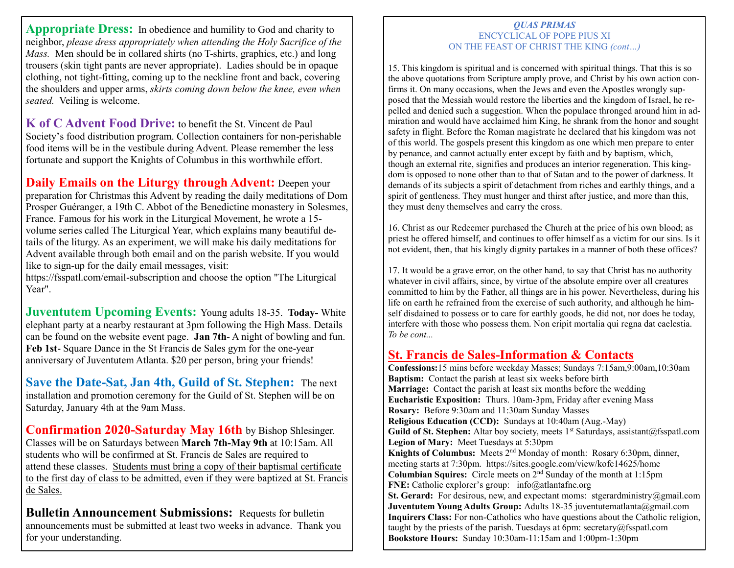**Appropriate Dress:** In obedience and humility to God and charity to neighbor, *please dress appropriately when attending the Holy Sacrifice of the Mass.* Men should be in collared shirts (no T-shirts, graphics, etc.) and long trousers (skin tight pants are never appropriate). Ladies should be in opaque clothing, not tight-fitting, coming up to the neckline front and back, covering the shoulders and upper arms, *skirts coming down below the knee, even when seated.* Veiling is welcome.

**K of C Advent Food Drive:** to benefit the St. Vincent de Paul Society's food distribution program. Collection containers for non-perishable food items will be in the vestibule during Advent. Please remember the less fortunate and support the Knights of Columbus in this worthwhile effort.

**Daily Emails on the Liturgy through Advent:** Deepen your preparation for Christmas this Advent by reading the daily meditations of Dom Prosper Guéranger, a 19th C. Abbot of the Benedictine monastery in Solesmes, France. Famous for his work in the Liturgical Movement, he wrote a 15-volume series called The Liturgical Year, which explains many beautiful details of the liturgy. As an experiment, we will make his daily meditations for Advent available through both email and on the parish website. If you would like to sign-up for the daily email messages, visit: https://fsspatl.com/email-subscription and choose the option "The Liturgical Year".

**Juventutem Upcoming Events:** Young adults 18-35. **Today-** White elephant party at a nearby restaurant at 3pm following the High Mass. Details can be found on the website event page. **Jan 7th**- A night of bowling and fun. **Feb 1st**- Square Dance in the St Francis de Sales gym for the one-year anniversary of Juventutem Atlanta. $20 per person, bring your friends!

**Save the Date-Sat, Jan 4th, Guild of St. Stephen:** The next installation and promotion ceremony for the Guild of St. Stephen will be on Saturday, January 4th at the 9am Mass.

**Confirmation 2020-Saturday May 16th** by Bishop Shlesinger. Classes will be on Saturdays between **March 7th-May 9th** at 10:15am. All students who will be confirmed at St. Francis de Sales are required to attend these classes. Students must bring a copy of their baptismal certificate to the first day of class to be admitted, even if they were baptized at St. Francis de Sales.

**Bulletin Announcement Submissions:** Requests for bulletin announcements must be submitted at least two weeks in advance. Thank you for your understanding.

*QUAS PRIMAS*
ENCYCLICAL OF POPE PIUS XI
ON THE FEAST OF CHRIST THE KING *(cont…)*

15. This kingdom is spiritual and is concerned with spiritual things. That this is so the above quotations from Scripture amply prove, and Christ by his own action confirms it. On many occasions, when the Jews and even the Apostles wrongly supposed that the Messiah would restore the liberties and the kingdom of Israel, he repelled and denied such a suggestion. When the populace thronged around him in admiration and would have acclaimed him King, he shrank from the honor and sought safety in flight. Before the Roman magistrate he declared that his kingdom was not of this world. The gospels present this kingdom as one which men prepare to enter by penance, and cannot actually enter except by faith and by baptism, which, though an external rite, signifies and produces an interior regeneration. This kingdom is opposed to none other than to that of Satan and to the power of darkness. It demands of its subjects a spirit of detachment from riches and earthly things, and a spirit of gentleness. They must hunger and thirst after justice, and more than this, they must deny themselves and carry the cross.

16. Christ as our Redeemer purchased the Church at the price of his own blood; as priest he offered himself, and continues to offer himself as a victim for our sins. Is it not evident, then, that his kingly dignity partakes in a manner of both these offices?

17. It would be a grave error, on the other hand, to say that Christ has no authority whatever in civil affairs, since, by virtue of the absolute empire over all creatures committed to him by the Father, all things are in his power. Nevertheless, during his life on earth he refrained from the exercise of such authority, and although he himself disdained to possess or to care for earthly goods, he did not, nor does he today, interfere with those who possess them. Non eripit mortalia qui regna dat caelestia.
*To be cont...*

## St. Francis de Sales-Information & Contacts

**Confessions:** 15 mins before weekday Masses; Sundays 7:15am,9:00am,10:30am
**Baptism:** Contact the parish at least six weeks before birth
**Marriage:** Contact the parish at least six months before the wedding
**Eucharistic Exposition:** Thurs. 10am-3pm, Friday after evening Mass
**Rosary:** Before 9:30am and 11:30am Sunday Masses
**Religious Education (CCD):** Sundays at 10:40am (Aug.-May)
**Guild of St. Stephen:** Altar boy society, meets 1st Saturdays, assistant@fsspatl.com
**Legion of Mary:** Meet Tuesdays at 5:30pm
**Knights of Columbus:** Meets 2nd Monday of month: Rosary 6:30pm, dinner, meeting starts at 7:30pm. https://sites.google.com/view/kofc14625/home
**Columbian Squires:** Circle meets on 2nd Sunday of the month at 1:15pm
**FNE:** Catholic explorer's group: info@atlantafne.org
**St. Gerard:** For desirous, new, and expectant moms: stgerardministry@gmail.com
**Juventutem Young Adults Group:** Adults 18-35 juventutematlanta@gmail.com
**Inquirers Class:** For non-Catholics who have questions about the Catholic religion, taught by the priests of the parish. Tuesdays at 6pm: secretary@fsspatl.com
**Bookstore Hours:** Sunday 10:30am-11:15am and 1:00pm-1:30pm